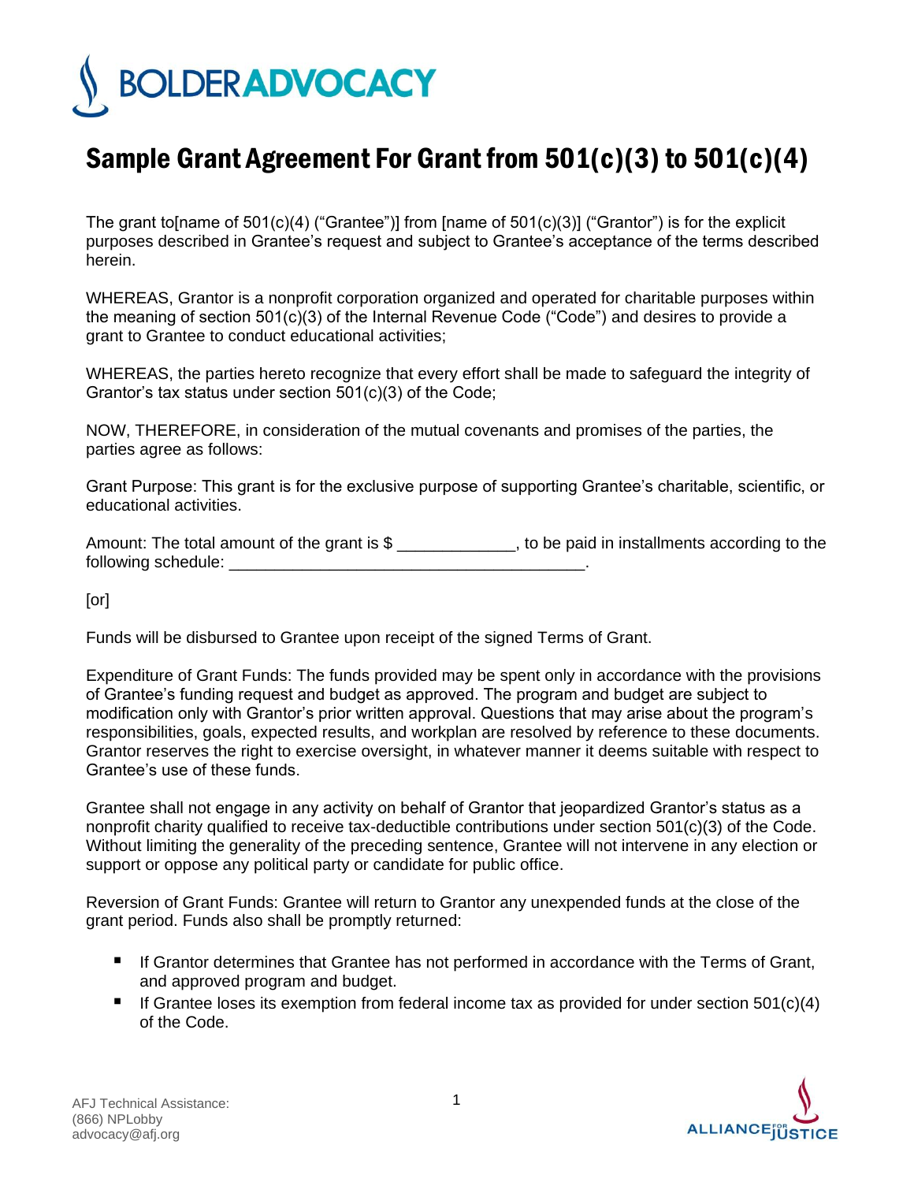# Sample Grant Agreement For Grant from 501(c)(3) to 501(c)(4)

The grant to[name of 501(c)(4) ("Grantee")] from [name of 501(c)(3)] ("Grantor") is for the explicit purposes described in Grantee's request and subject to Grantee's acceptance of the terms described herein.

WHEREAS, Grantor is a nonprofit corporation organized and operated for charitable purposes within the meaning of section 501(c)(3) of the Internal Revenue Code ("Code") and desires to provide a grant to Grantee to conduct educational activities;

WHEREAS, the parties hereto recognize that every effort shall be made to safeguard the integrity of Grantor's tax status under section 501(c)(3) of the Code;

NOW, THEREFORE, in consideration of the mutual covenants and promises of the parties, the parties agree as follows:

Grant Purpose: This grant is for the exclusive purpose of supporting Grantee's charitable, scientific, or educational activities.

Amount: The total amount of the grant is $ _____________, to be paid in installments according to the following schedule: ________________________________________.

[or]

Funds will be disbursed to Grantee upon receipt of the signed Terms of Grant.

Expenditure of Grant Funds: The funds provided may be spent only in accordance with the provisions of Grantee's funding request and budget as approved. The program and budget are subject to modification only with Grantor's prior written approval. Questions that may arise about the program's responsibilities, goals, expected results, and workplan are resolved by reference to these documents. Grantor reserves the right to exercise oversight, in whatever manner it deems suitable with respect to Grantee's use of these funds.

Grantee shall not engage in any activity on behalf of Grantor that jeopardized Grantor's status as a nonprofit charity qualified to receive tax-deductible contributions under section 501(c)(3) of the Code. Without limiting the generality of the preceding sentence, Grantee will not intervene in any election or support or oppose any political party or candidate for public office.

Reversion of Grant Funds: Grantee will return to Grantor any unexpended funds at the close of the grant period. Funds also shall be promptly returned:

- If Grantor determines that Grantee has not performed in accordance with the Terms of Grant, and approved program and budget.
- If Grantee loses its exemption from federal income tax as provided for under section 501(c)(4) of the Code.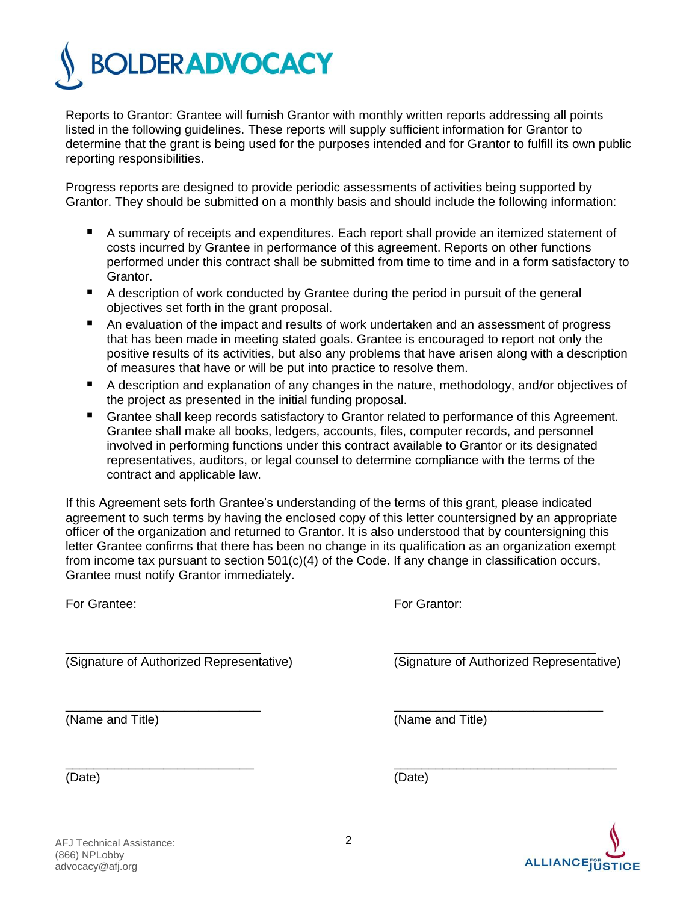Reports to Grantor: Grantee will furnish Grantor with monthly written reports addressing all points listed in the following guidelines. These reports will supply sufficient information for Grantor to determine that the grant is being used for the purposes intended and for Grantor to fulfill its own public reporting responsibilities.

Progress reports are designed to provide periodic assessments of activities being supported by Grantor. They should be submitted on a monthly basis and should include the following information:

- A summary of receipts and expenditures. Each report shall provide an itemized statement of costs incurred by Grantee in performance of this agreement. Reports on other functions performed under this contract shall be submitted from time to time and in a form satisfactory to Grantor.
- A description of work conducted by Grantee during the period in pursuit of the general objectives set forth in the grant proposal.
- An evaluation of the impact and results of work undertaken and an assessment of progress that has been made in meeting stated goals. Grantee is encouraged to report not only the positive results of its activities, but also any problems that have arisen along with a description of measures that have or will be put into practice to resolve them.
- A description and explanation of any changes in the nature, methodology, and/or objectives of the project as presented in the initial funding proposal.
- Grantee shall keep records satisfactory to Grantor related to performance of this Agreement. Grantee shall make all books, ledgers, accounts, files, computer records, and personnel involved in performing functions under this contract available to Grantor or its designated representatives, auditors, or legal counsel to determine compliance with the terms of the contract and applicable law.

If this Agreement sets forth Grantee's understanding of the terms of this grant, please indicated agreement to such terms by having the enclosed copy of this letter countersigned by an appropriate officer of the organization and returned to Grantor. It is also understood that by countersigning this letter Grantee confirms that there has been no change in its qualification as an organization exempt from income tax pursuant to section 501(c)(4) of the Code. If any change in classification occurs, Grantee must notify Grantor immediately.

For Grantee:

___________________________
(Signature of Authorized Representative)

___________________________
(Name and Title)

___________________________
(Date)

For Grantor:

___________________________
(Signature of Authorized Representative)

___________________________
(Name and Title)

___________________________
(Date)